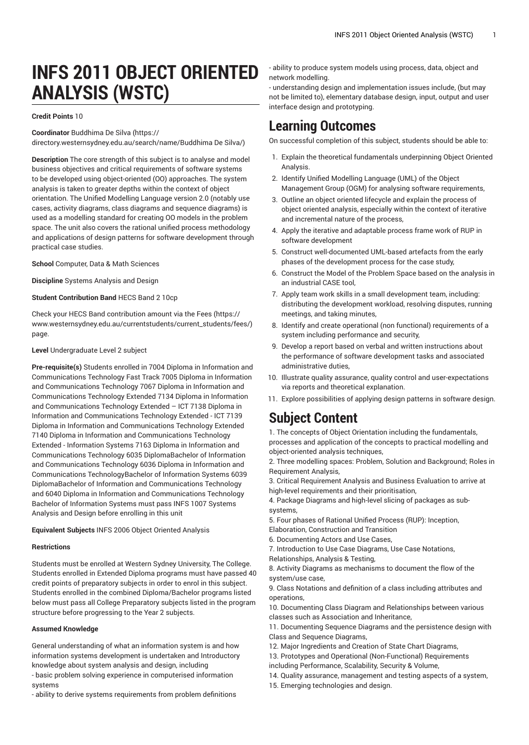# INFS 2011 OBJECT ORIENTED ANALYSIS (WSTC)

**Credit Points** 10

**Coordinator** Buddhima De Silva (https://directory.westernsydney.edu.au/search/name/Buddhima De Silva/)

**Description** The core strength of this subject is to analyse and model business objectives and critical requirements of software systems to be developed using object-oriented (OO) approaches. The system analysis is taken to greater depths within the context of object orientation. The Unified Modelling Language version 2.0 (notably use cases, activity diagrams, class diagrams and sequence diagrams) is used as a modelling standard for creating OO models in the problem space. The unit also covers the rational unified process methodology and applications of design patterns for software development through practical case studies.

**School** Computer, Data & Math Sciences

**Discipline** Systems Analysis and Design

**Student Contribution Band** HECS Band 2 10cp

Check your HECS Band contribution amount via the Fees (https://www.westernsydney.edu.au/currentstudents/current_students/fees/) page.

**Level** Undergraduate Level 2 subject

**Pre-requisite(s)** Students enrolled in 7004 Diploma in Information and Communications Technology Fast Track 7005 Diploma in Information and Communications Technology 7067 Diploma in Information and Communications Technology Extended 7134 Diploma in Information and Communications Technology Extended – ICT 7138 Diploma in Information and Communications Technology Extended - ICT 7139 Diploma in Information and Communications Technology Extended 7140 Diploma in Information and Communications Technology Extended - Information Systems 7163 Diploma in Information and Communications Technology 6035 DiplomaBachelor of Information and Communications Technology 6036 Diploma in Information and Communications TechnologyBachelor of Information Systems 6039 DiplomaBachelor of Information and Communications Technology and 6040 Diploma in Information and Communications Technology Bachelor of Information Systems must pass INFS 1007 Systems Analysis and Design before enrolling in this unit

**Equivalent Subjects** INFS 2006 Object Oriented Analysis

**Restrictions**

Students must be enrolled at Western Sydney University, The College. Students enrolled in Extended Diploma programs must have passed 40 credit points of preparatory subjects in order to enrol in this subject. Students enrolled in the combined Diploma/Bachelor programs listed below must pass all College Preparatory subjects listed in the program structure before progressing to the Year 2 subjects.

**Assumed Knowledge**

General understanding of what an information system is and how information systems development is undertaken and Introductory knowledge about system analysis and design, including
- basic problem solving experience in computerised information systems
- ability to derive systems requirements from problem definitions
- ability to produce system models using process, data, object and network modelling.
- understanding design and implementation issues include, (but may not be limited to), elementary database design, input, output and user interface design and prototyping.

## Learning Outcomes

On successful completion of this subject, students should be able to:

1. Explain the theoretical fundamentals underpinning Object Oriented Analysis.
2. Identify Unified Modelling Language (UML) of the Object Management Group (OGM) for analysing software requirements,
3. Outline an object oriented lifecycle and explain the process of object oriented analysis, especially within the context of iterative and incremental nature of the process,
4. Apply the iterative and adaptable process frame work of RUP in software development
5. Construct well-documented UML-based artefacts from the early phases of the development process for the case study,
6. Construct the Model of the Problem Space based on the analysis in an industrial CASE tool,
7. Apply team work skills in a small development team, including: distributing the development workload, resolving disputes, running meetings, and taking minutes,
8. Identify and create operational (non functional) requirements of a system including performance and security,
9. Develop a report based on verbal and written instructions about the performance of software development tasks and associated administrative duties,
10. Illustrate quality assurance, quality control and user-expectations via reports and theoretical explanation.
11. Explore possibilities of applying design patterns in software design.

## Subject Content

1. The concepts of Object Orientation including the fundamentals, processes and application of the concepts to practical modelling and object-oriented analysis techniques,
2. Three modelling spaces: Problem, Solution and Background; Roles in Requirement Analysis,
3. Critical Requirement Analysis and Business Evaluation to arrive at high-level requirements and their prioritisation,
4. Package Diagrams and high-level slicing of packages as sub-systems,
5. Four phases of Rational Unified Process (RUP): Inception, Elaboration, Construction and Transition
6. Documenting Actors and Use Cases,
7. Introduction to Use Case Diagrams, Use Case Notations, Relationships, Analysis & Testing,
8. Activity Diagrams as mechanisms to document the flow of the system/use case,
9. Class Notations and definition of a class including attributes and operations,
10. Documenting Class Diagram and Relationships between various classes such as Association and Inheritance,
11. Documenting Sequence Diagrams and the persistence design with Class and Sequence Diagrams,
12. Major Ingredients and Creation of State Chart Diagrams,
13. Prototypes and Operational (Non-Functional) Requirements including Performance, Scalability, Security & Volume,
14. Quality assurance, management and testing aspects of a system,
15. Emerging technologies and design.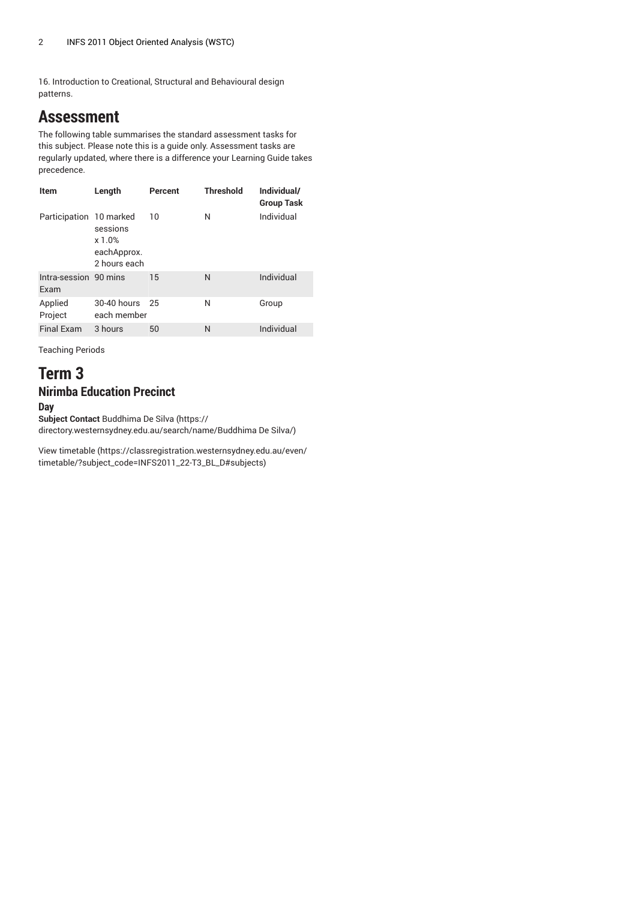16. Introduction to Creational, Structural and Behavioural design patterns.

## Assessment

The following table summarises the standard assessment tasks for this subject. Please note this is a guide only. Assessment tasks are regularly updated, where there is a difference your Learning Guide takes precedence.

| Item | Length | Percent | Threshold | Individual/ Group Task |
|---|---|---|---|---|
| Participation | 10 marked sessions x 1.0% eachApprox. 2 hours each | 10 | N | Individual |
| Intra-session Exam | 90 mins | 15 | N | Individual |
| Applied Project | 30-40 hours each member | 25 | N | Group |
| Final Exam | 3 hours | 50 | N | Individual |

Teaching Periods

## Term 3

### Nirimba Education Precinct

#### Day

**Subject Contact** Buddhima De Silva (https://directory.westernsydney.edu.au/search/name/Buddhima De Silva/)

View timetable (https://classregistration.westernsydney.edu.au/even/timetable/?subject_code=INFS2011_22-T3_BL_D#subjects)